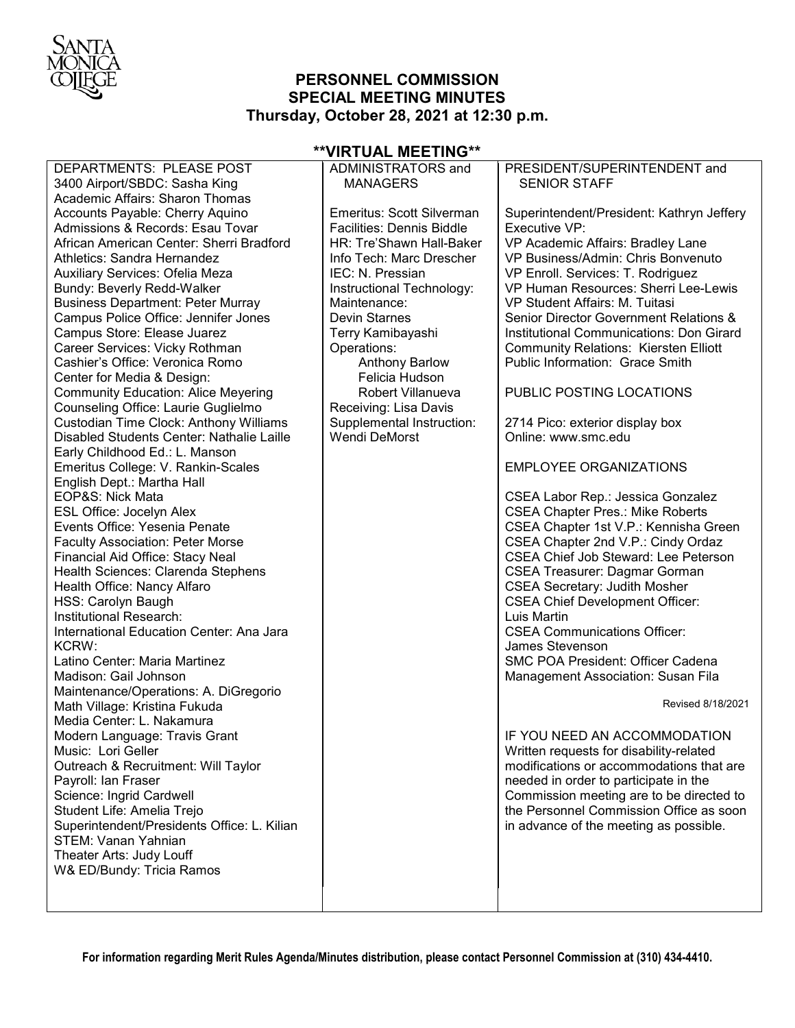# PERSONNEL COMMISSION
## SPECIAL MEETING MINUTES
### Thursday, October 28, 2021 at 12:30 p.m.

**\*\*VIRTUAL MEETING\*\***

DEPARTMENTS: PLEASE POST
3400 Airport/SBDC: Sasha King
Academic Affairs: Sharon Thomas
Accounts Payable: Cherry Aquino
Admissions & Records: Esau Tovar
African American Center: Sherri Bradford
Athletics: Sandra Hernandez
Auxiliary Services: Ofelia Meza
Bundy: Beverly Redd-Walker
Business Department: Peter Murray
Campus Police Office: Jennifer Jones
Campus Store: Elease Juarez
Career Services: Vicky Rothman
Cashier's Office: Veronica Romo
Center for Media & Design:
Community Education: Alice Meyering
Counseling Office: Laurie Guglielmo
Custodian Time Clock: Anthony Williams
Disabled Students Center: Nathalie Laille
Early Childhood Ed.: L. Manson
Emeritus College: V. Rankin-Scales
English Dept.: Martha Hall
EOP&S: Nick Mata
ESL Office: Jocelyn Alex
Events Office: Yesenia Penate
Faculty Association: Peter Morse
Financial Aid Office: Stacy Neal
Health Sciences: Clarenda Stephens
Health Office: Nancy Alfaro
HSS: Carolyn Baugh
Institutional Research:
International Education Center: Ana Jara
KCRW:
Latino Center: Maria Martinez
Madison: Gail Johnson
Maintenance/Operations: A. DiGregorio
Math Village: Kristina Fukuda
Media Center: L. Nakamura
Modern Language: Travis Grant
Music: Lori Geller
Outreach & Recruitment: Will Taylor
Payroll: Ian Fraser
Science: Ingrid Cardwell
Student Life: Amelia Trejo
Superintendent/Presidents Office: L. Kilian
STEM: Vanan Yahnian
Theater Arts: Judy Louff
W& ED/Bundy: Tricia Ramos

ADMINISTRATORS and MANAGERS

Emeritus: Scott Silverman
Facilities: Dennis Biddle
HR: Tre'Shawn Hall-Baker
Info Tech: Marc Drescher
IEC: N. Pressian
Instructional Technology:
Maintenance:
Devin Starnes
Terry Kamibayashi
Operations:
Anthony Barlow
Felicia Hudson
Robert Villanueva
Receiving: Lisa Davis
Supplemental Instruction:
Wendi DeMorst

PRESIDENT/SUPERINTENDENT and SENIOR STAFF

Superintendent/President: Kathryn Jeffery
Executive VP:
VP Academic Affairs: Bradley Lane
VP Business/Admin: Chris Bonvenuto
VP Enroll. Services: T. Rodriguez
VP Human Resources: Sherri Lee-Lewis
VP Student Affairs: M. Tuitasi
Senior Director Government Relations & Institutional Communications: Don Girard
Community Relations: Kiersten Elliott
Public Information: Grace Smith

PUBLIC POSTING LOCATIONS

2714 Pico: exterior display box
Online: www.smc.edu

EMPLOYEE ORGANIZATIONS

CSEA Labor Rep.: Jessica Gonzalez
CSEA Chapter Pres.: Mike Roberts
CSEA Chapter 1st V.P.: Kennisha Green
CSEA Chapter 2nd V.P.: Cindy Ordaz
CSEA Chief Job Steward: Lee Peterson
CSEA Treasurer: Dagmar Gorman
CSEA Secretary: Judith Mosher
CSEA Chief Development Officer: Luis Martin
CSEA Communications Officer: James Stevenson
SMC POA President: Officer Cadena
Management Association: Susan Fila

Revised 8/18/2021

IF YOU NEED AN ACCOMMODATION
Written requests for disability-related modifications or accommodations that are needed in order to participate in the Commission meeting are to be directed to the Personnel Commission Office as soon in advance of the meeting as possible.

**For information regarding Merit Rules Agenda/Minutes distribution, please contact Personnel Commission at (310) 434-4410.**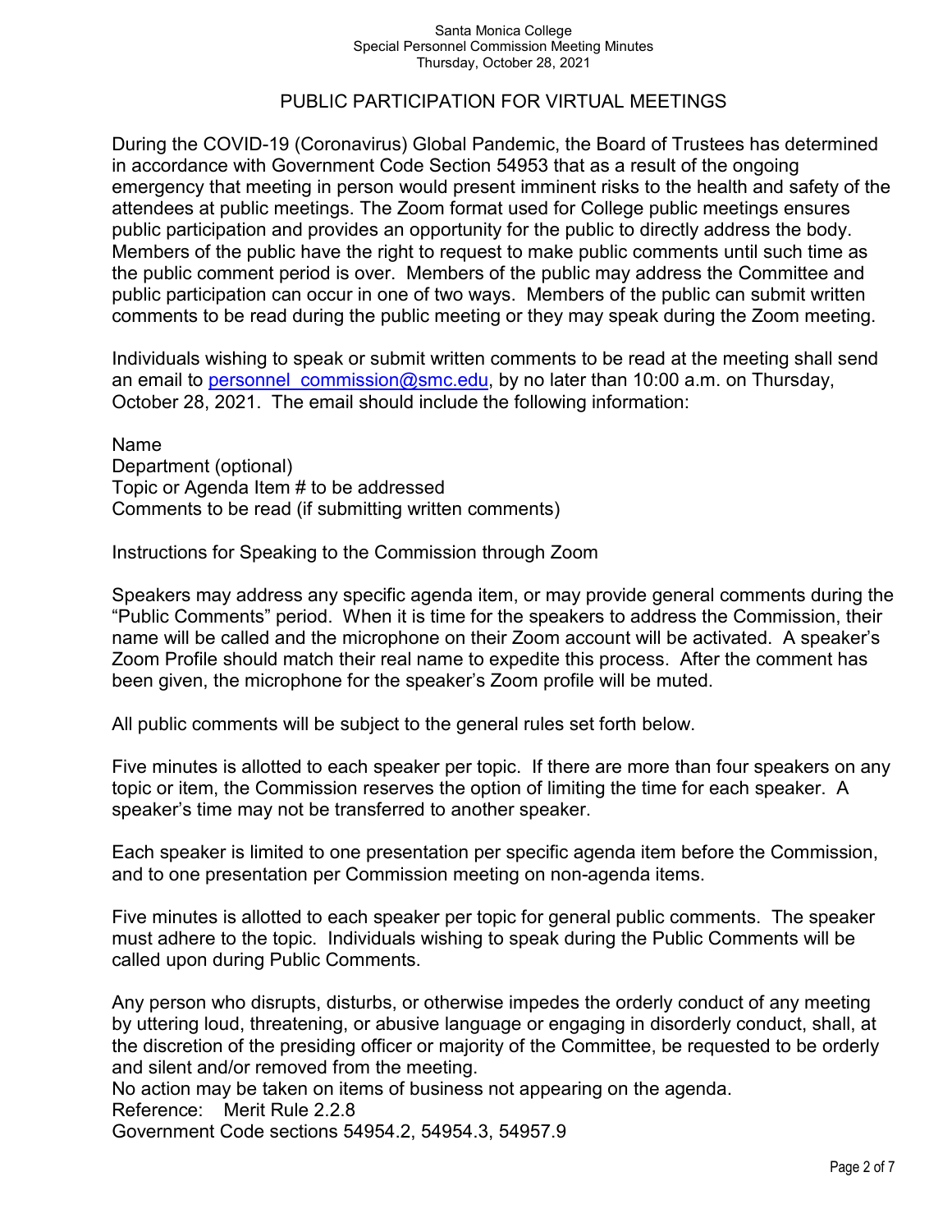## PUBLIC PARTICIPATION FOR VIRTUAL MEETINGS

During the COVID-19 (Coronavirus) Global Pandemic, the Board of Trustees has determined in accordance with Government Code Section 54953 that as a result of the ongoing emergency that meeting in person would present imminent risks to the health and safety of the attendees at public meetings. The Zoom format used for College public meetings ensures public participation and provides an opportunity for the public to directly address the body. Members of the public have the right to request to make public comments until such time as the public comment period is over. Members of the public may address the Committee and public participation can occur in one of two ways. Members of the public can submit written comments to be read during the public meeting or they may speak during the Zoom meeting.

Individuals wishing to speak or submit written comments to be read at the meeting shall send an email to personnel_commission@smc.edu, by no later than 10:00 a.m. on Thursday, October 28, 2021. The email should include the following information:

Name
Department (optional)
Topic or Agenda Item # to be addressed
Comments to be read (if submitting written comments)

Instructions for Speaking to the Commission through Zoom

Speakers may address any specific agenda item, or may provide general comments during the "Public Comments" period. When it is time for the speakers to address the Commission, their name will be called and the microphone on their Zoom account will be activated. A speaker's Zoom Profile should match their real name to expedite this process. After the comment has been given, the microphone for the speaker's Zoom profile will be muted.

All public comments will be subject to the general rules set forth below.

Five minutes is allotted to each speaker per topic. If there are more than four speakers on any topic or item, the Commission reserves the option of limiting the time for each speaker. A speaker's time may not be transferred to another speaker.

Each speaker is limited to one presentation per specific agenda item before the Commission, and to one presentation per Commission meeting on non-agenda items.

Five minutes is allotted to each speaker per topic for general public comments. The speaker must adhere to the topic. Individuals wishing to speak during the Public Comments will be called upon during Public Comments.

Any person who disrupts, disturbs, or otherwise impedes the orderly conduct of any meeting by uttering loud, threatening, or abusive language or engaging in disorderly conduct, shall, at the discretion of the presiding officer or majority of the Committee, be requested to be orderly and silent and/or removed from the meeting.
No action may be taken on items of business not appearing on the agenda.
Reference: Merit Rule 2.2.8
Government Code sections 54954.2, 54954.3, 54957.9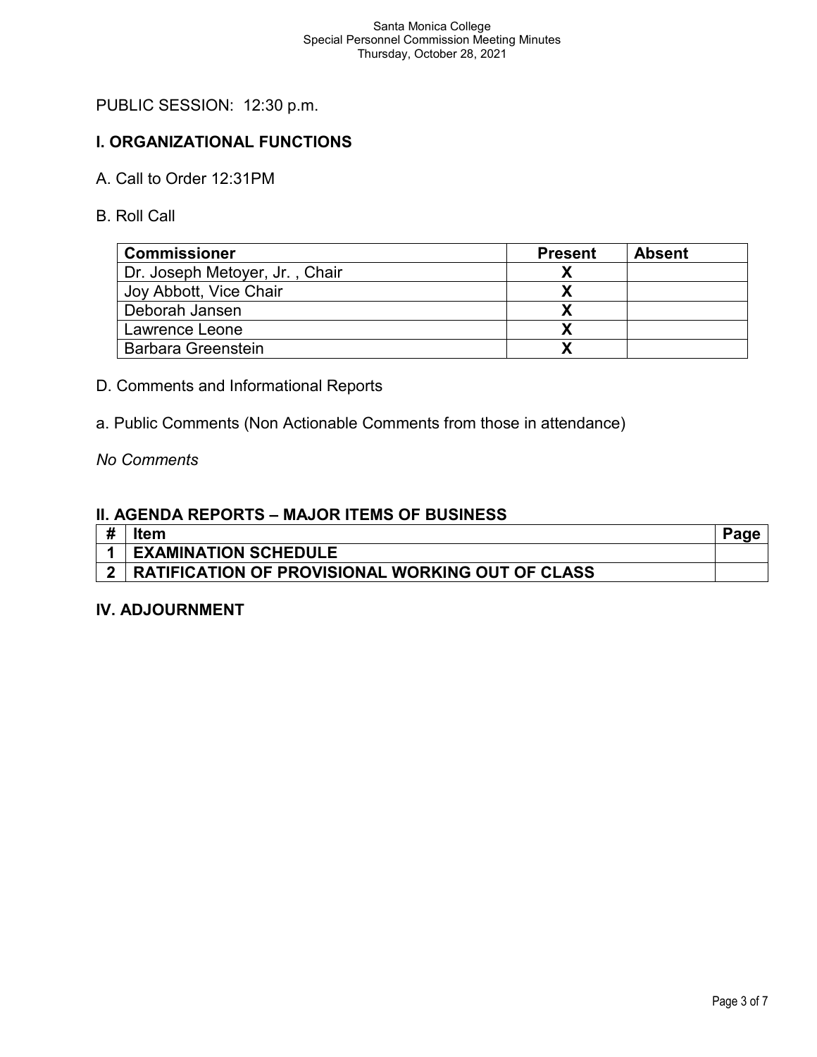PUBLIC SESSION: 12:30 p.m.

## I. ORGANIZATIONAL FUNCTIONS

A. Call to Order 12:31PM

B. Roll Call

| Commissioner | Present | Absent |
|---|---|---|
| Dr. Joseph Metoyer, Jr. , Chair | X | |
| Joy Abbott, Vice Chair | X | |
| Deborah Jansen | X | |
| Lawrence Leone | X | |
| Barbara Greenstein | X | |

D. Comments and Informational Reports

a. Public Comments (Non Actionable Comments from those in attendance)

*No Comments*

## II. AGENDA REPORTS – MAJOR ITEMS OF BUSINESS

| # | Item | Page |
|---|---|---|
| 1 | **EXAMINATION SCHEDULE** | |
| 2 | **RATIFICATION OF PROVISIONAL WORKING OUT OF CLASS** | |

## IV. ADJOURNMENT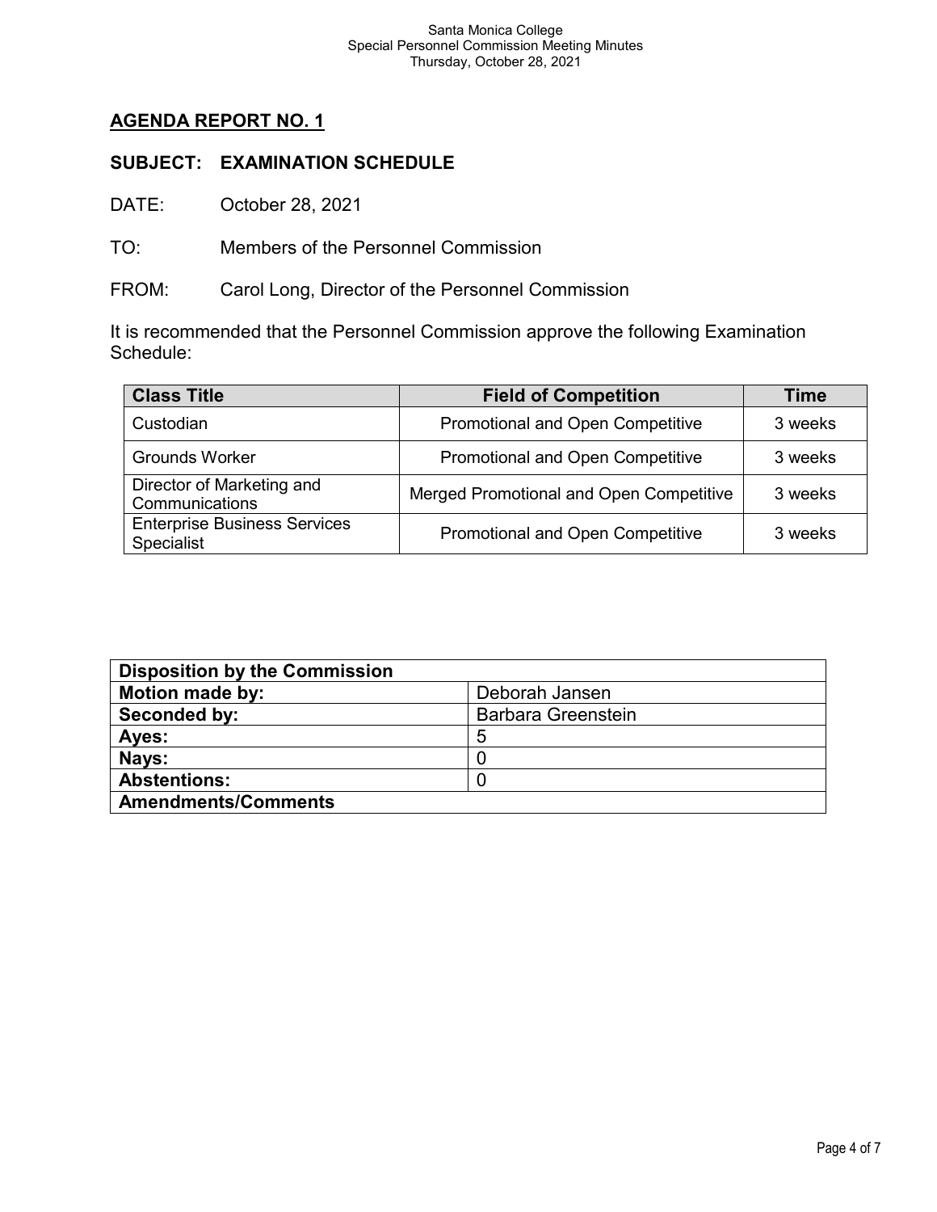## AGENDA REPORT NO. 1

### SUBJECT: EXAMINATION SCHEDULE

DATE: October 28, 2021

TO: Members of the Personnel Commission

FROM: Carol Long, Director of the Personnel Commission

It is recommended that the Personnel Commission approve the following Examination Schedule:

| Class Title | Field of Competition | Time |
|---|---|---|
| Custodian | Promotional and Open Competitive | 3 weeks |
| Grounds Worker | Promotional and Open Competitive | 3 weeks |
| Director of Marketing and Communications | Merged Promotional and Open Competitive | 3 weeks |
| Enterprise Business Services Specialist | Promotional and Open Competitive | 3 weeks |

| **Disposition by the Commission** | |
|---|---|
| **Motion made by:** | Deborah Jansen |
| **Seconded by:** | Barbara Greenstein |
| **Ayes:** | 5 |
| **Nays:** | 0 |
| **Abstentions:** | 0 |
| **Amendments/Comments** | |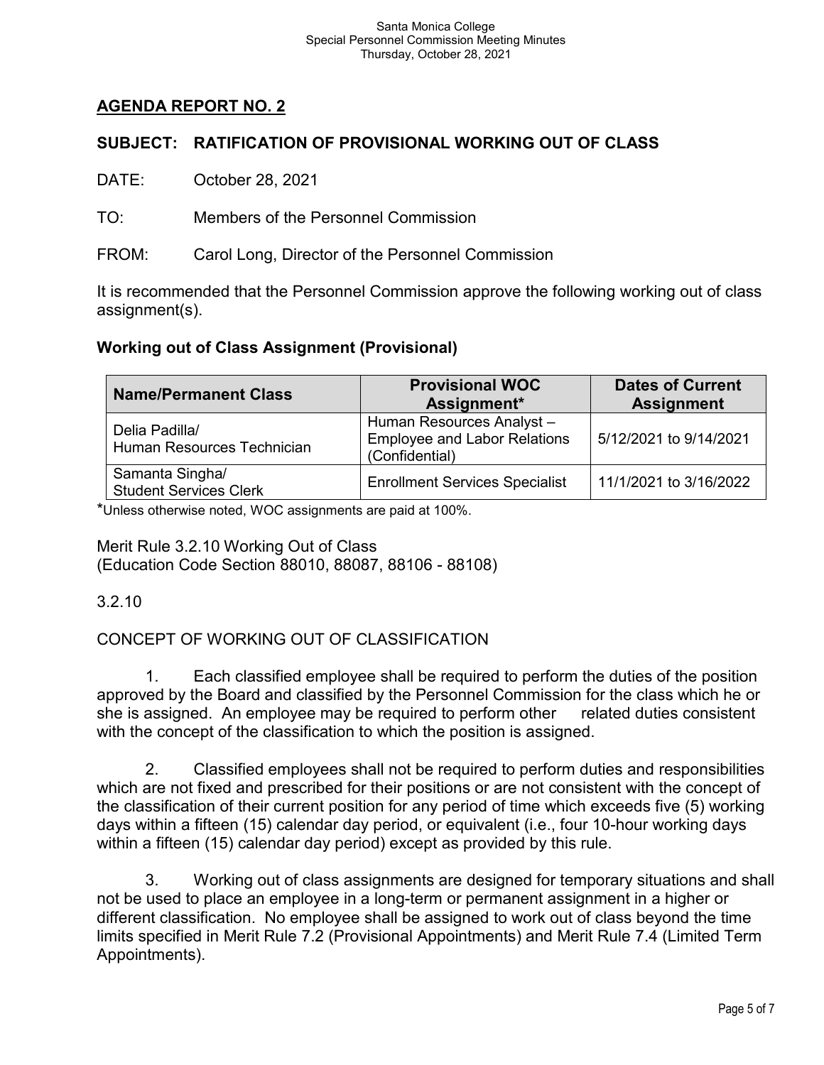## AGENDA REPORT NO. 2

## SUBJECT: RATIFICATION OF PROVISIONAL WORKING OUT OF CLASS

DATE: October 28, 2021

TO: Members of the Personnel Commission

FROM: Carol Long, Director of the Personnel Commission

It is recommended that the Personnel Commission approve the following working out of class assignment(s).

### Working out of Class Assignment (Provisional)

| Name/Permanent Class | Provisional WOC Assignment* | Dates of Current Assignment |
|---|---|---|
| Delia Padilla/ Human Resources Technician | Human Resources Analyst – Employee and Labor Relations (Confidential) | 5/12/2021 to 9/14/2021 |
| Samanta Singha/ Student Services Clerk | Enrollment Services Specialist | 11/1/2021 to 3/16/2022 |

*Unless otherwise noted, WOC assignments are paid at 100%.

Merit Rule 3.2.10 Working Out of Class
(Education Code Section 88010, 88087, 88106 - 88108)

3.2.10

CONCEPT OF WORKING OUT OF CLASSIFICATION

1. Each classified employee shall be required to perform the duties of the position approved by the Board and classified by the Personnel Commission for the class which he or she is assigned. An employee may be required to perform other related duties consistent with the concept of the classification to which the position is assigned.

2. Classified employees shall not be required to perform duties and responsibilities which are not fixed and prescribed for their positions or are not consistent with the concept of the classification of their current position for any period of time which exceeds five (5) working days within a fifteen (15) calendar day period, or equivalent (i.e., four 10-hour working days within a fifteen (15) calendar day period) except as provided by this rule.

3. Working out of class assignments are designed for temporary situations and shall not be used to place an employee in a long-term or permanent assignment in a higher or different classification. No employee shall be assigned to work out of class beyond the time limits specified in Merit Rule 7.2 (Provisional Appointments) and Merit Rule 7.4 (Limited Term Appointments).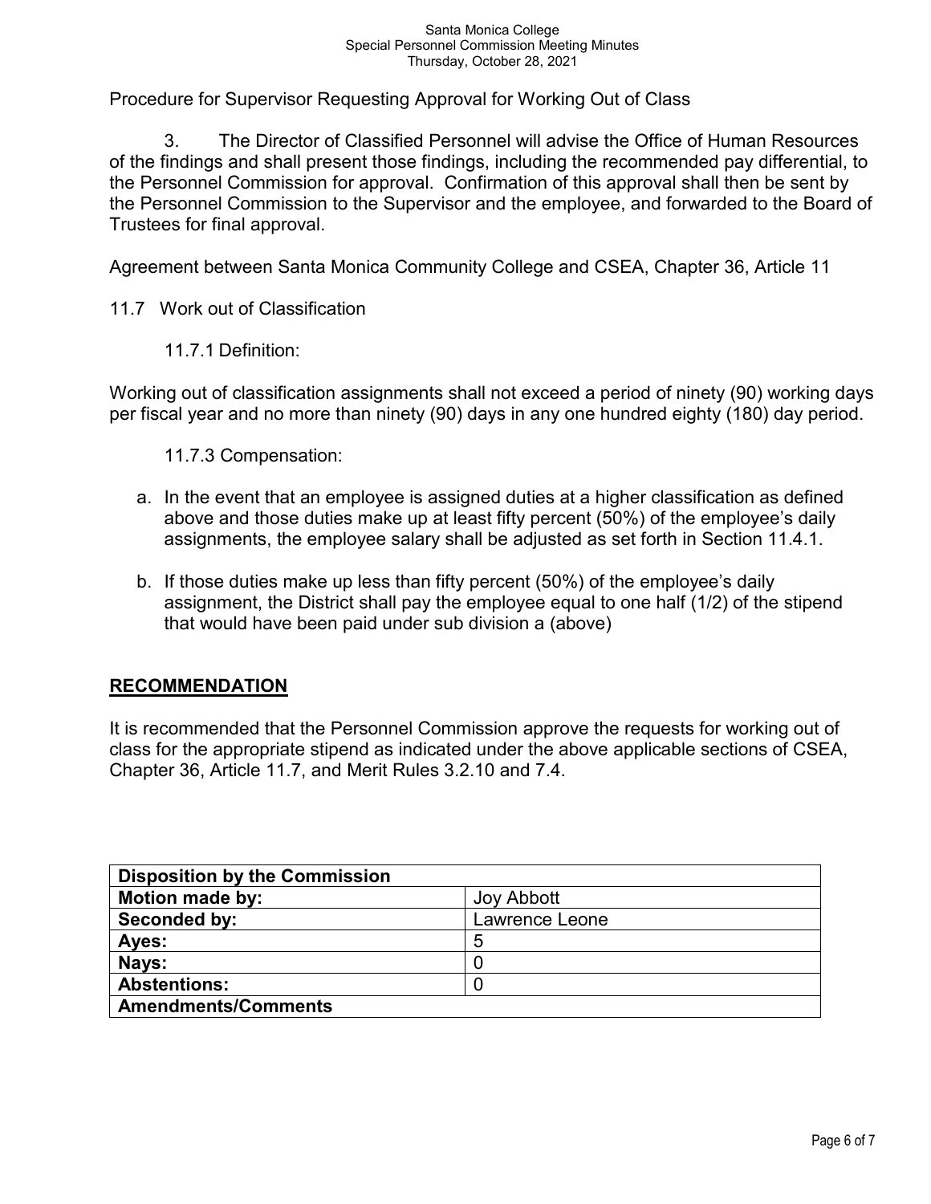Procedure for Supervisor Requesting Approval for Working Out of Class

3. The Director of Classified Personnel will advise the Office of Human Resources of the findings and shall present those findings, including the recommended pay differential, to the Personnel Commission for approval. Confirmation of this approval shall then be sent by the Personnel Commission to the Supervisor and the employee, and forwarded to the Board of Trustees for final approval.

Agreement between Santa Monica Community College and CSEA, Chapter 36, Article 11

11.7 Work out of Classification

11.7.1 Definition:

Working out of classification assignments shall not exceed a period of ninety (90) working days per fiscal year and no more than ninety (90) days in any one hundred eighty (180) day period.

11.7.3 Compensation:

a. In the event that an employee is assigned duties at a higher classification as defined above and those duties make up at least fifty percent (50%) of the employee's daily assignments, the employee salary shall be adjusted as set forth in Section 11.4.1.

b. If those duties make up less than fifty percent (50%) of the employee's daily assignment, the District shall pay the employee equal to one half (1/2) of the stipend that would have been paid under sub division a (above)

## RECOMMENDATION

It is recommended that the Personnel Commission approve the requests for working out of class for the appropriate stipend as indicated under the above applicable sections of CSEA, Chapter 36, Article 11.7, and Merit Rules 3.2.10 and 7.4.

| **Disposition by the Commission** | |
|---|---|
| **Motion made by:** | Joy Abbott |
| **Seconded by:** | Lawrence Leone |
| **Ayes:** | 5 |
| **Nays:** | 0 |
| **Abstentions:** | 0 |
| **Amendments/Comments** | |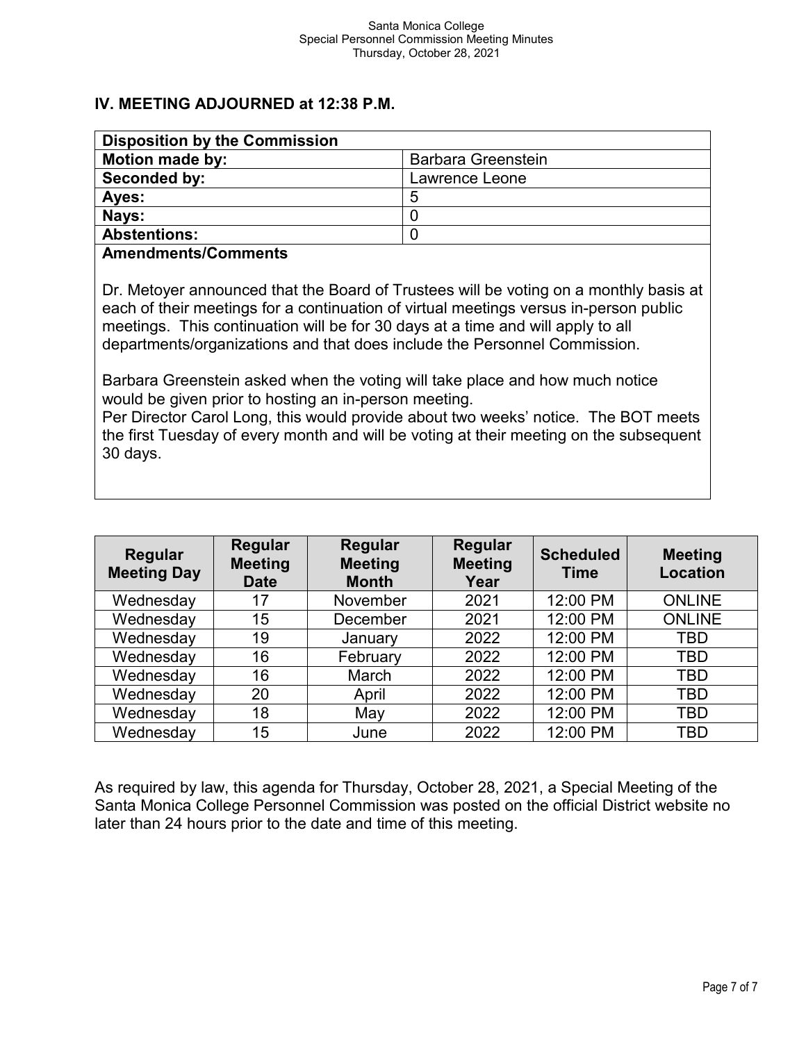## IV. MEETING ADJOURNED at 12:38 P.M.

| Disposition by the Commission | |
|---|---|
| **Motion made by:** | Barbara Greenstein |
| **Seconded by:** | Lawrence Leone |
| **Ayes:** | 5 |
| **Nays:** | 0 |
| **Abstentions:** | 0 |

**Amendments/Comments**

Dr. Metoyer announced that the Board of Trustees will be voting on a monthly basis at each of their meetings for a continuation of virtual meetings versus in-person public meetings. This continuation will be for 30 days at a time and will apply to all departments/organizations and that does include the Personnel Commission.

Barbara Greenstein asked when the voting will take place and how much notice would be given prior to hosting an in-person meeting.
Per Director Carol Long, this would provide about two weeks' notice. The BOT meets the first Tuesday of every month and will be voting at their meeting on the subsequent 30 days.

| Regular Meeting Day | Regular Meeting Date | Regular Meeting Month | Regular Meeting Year | Scheduled Time | Meeting Location |
|---|---|---|---|---|---|
| Wednesday | 17 | November | 2021 | 12:00 PM | ONLINE |
| Wednesday | 15 | December | 2021 | 12:00 PM | ONLINE |
| Wednesday | 19 | January | 2022 | 12:00 PM | TBD |
| Wednesday | 16 | February | 2022 | 12:00 PM | TBD |
| Wednesday | 16 | March | 2022 | 12:00 PM | TBD |
| Wednesday | 20 | April | 2022 | 12:00 PM | TBD |
| Wednesday | 18 | May | 2022 | 12:00 PM | TBD |
| Wednesday | 15 | June | 2022 | 12:00 PM | TBD |

As required by law, this agenda for Thursday, October 28, 2021, a Special Meeting of the Santa Monica College Personnel Commission was posted on the official District website no later than 24 hours prior to the date and time of this meeting.